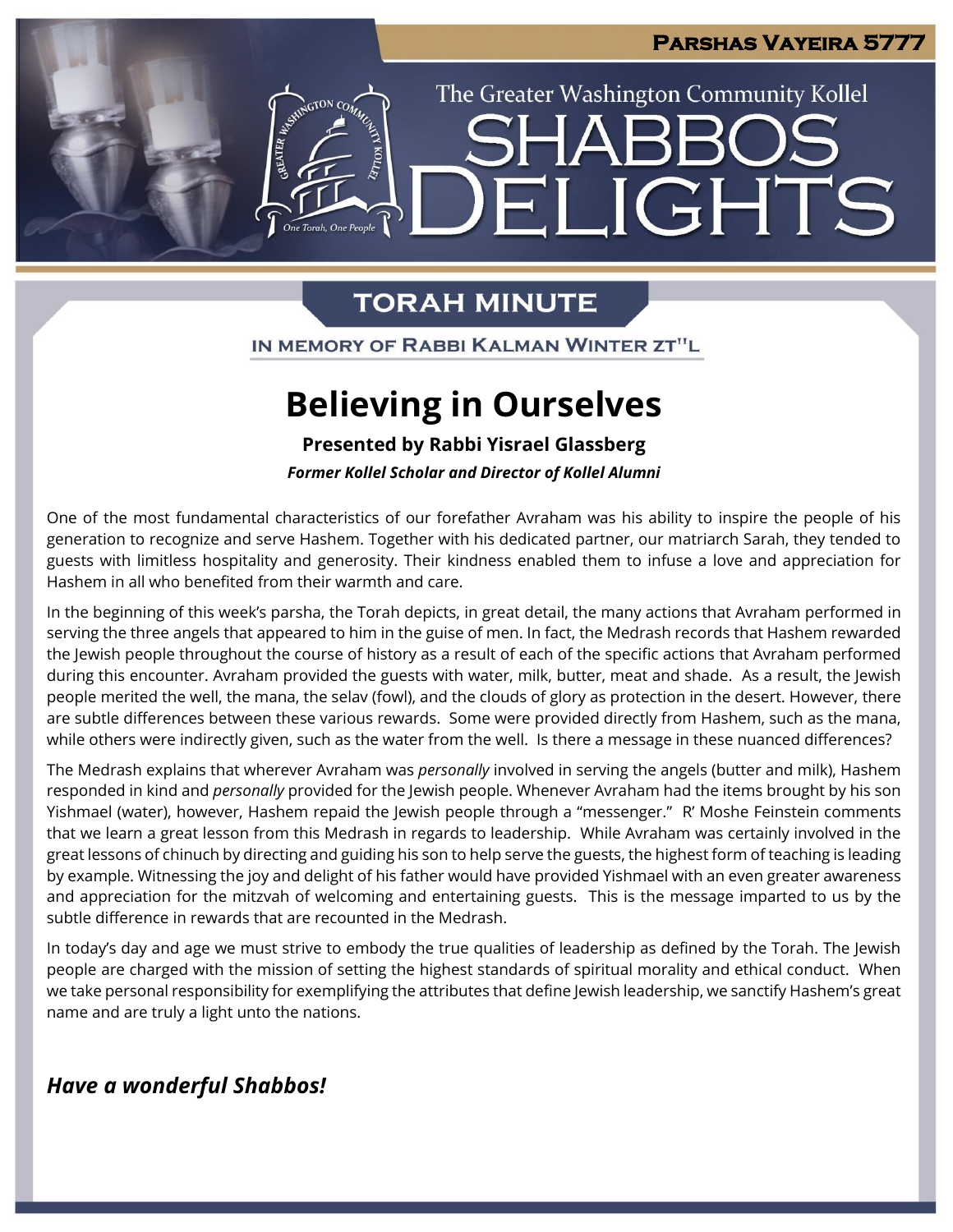Parshas Vayeira 5777

The Greater Washington Community Kollel

# Shabbos Delights

## Torah Minute

In Memory of Rabbi Kalman Winter zt"l

# Believing in Ourselves

**Presented by Rabbi Yisrael Glassberg**

***Former Kollel Scholar and Director of Kollel Alumni***

One of the most fundamental characteristics of our forefather Avraham was his ability to inspire the people of his generation to recognize and serve Hashem. Together with his dedicated partner, our matriarch Sarah, they tended to guests with limitless hospitality and generosity. Their kindness enabled them to infuse a love and appreciation for Hashem in all who benefited from their warmth and care.

In the beginning of this week's parsha, the Torah depicts, in great detail, the many actions that Avraham performed in serving the three angels that appeared to him in the guise of men. In fact, the Medrash records that Hashem rewarded the Jewish people throughout the course of history as a result of each of the specific actions that Avraham performed during this encounter. Avraham provided the guests with water, milk, butter, meat and shade. As a result, the Jewish people merited the well, the mana, the selav (fowl), and the clouds of glory as protection in the desert. However, there are subtle differences between these various rewards. Some were provided directly from Hashem, such as the mana, while others were indirectly given, such as the water from the well. Is there a message in these nuanced differences?

The Medrash explains that wherever Avraham was *personally* involved in serving the angels (butter and milk), Hashem responded in kind and *personally* provided for the Jewish people. Whenever Avraham had the items brought by his son Yishmael (water), however, Hashem repaid the Jewish people through a "messenger." R' Moshe Feinstein comments that we learn a great lesson from this Medrash in regards to leadership. While Avraham was certainly involved in the great lessons of chinuch by directing and guiding his son to help serve the guests, the highest form of teaching is leading by example. Witnessing the joy and delight of his father would have provided Yishmael with an even greater awareness and appreciation for the mitzvah of welcoming and entertaining guests. This is the message imparted to us by the subtle difference in rewards that are recounted in the Medrash.

In today's day and age we must strive to embody the true qualities of leadership as defined by the Torah. The Jewish people are charged with the mission of setting the highest standards of spiritual morality and ethical conduct. When we take personal responsibility for exemplifying the attributes that define Jewish leadership, we sanctify Hashem's great name and are truly a light unto the nations.

***Have a wonderful Shabbos!***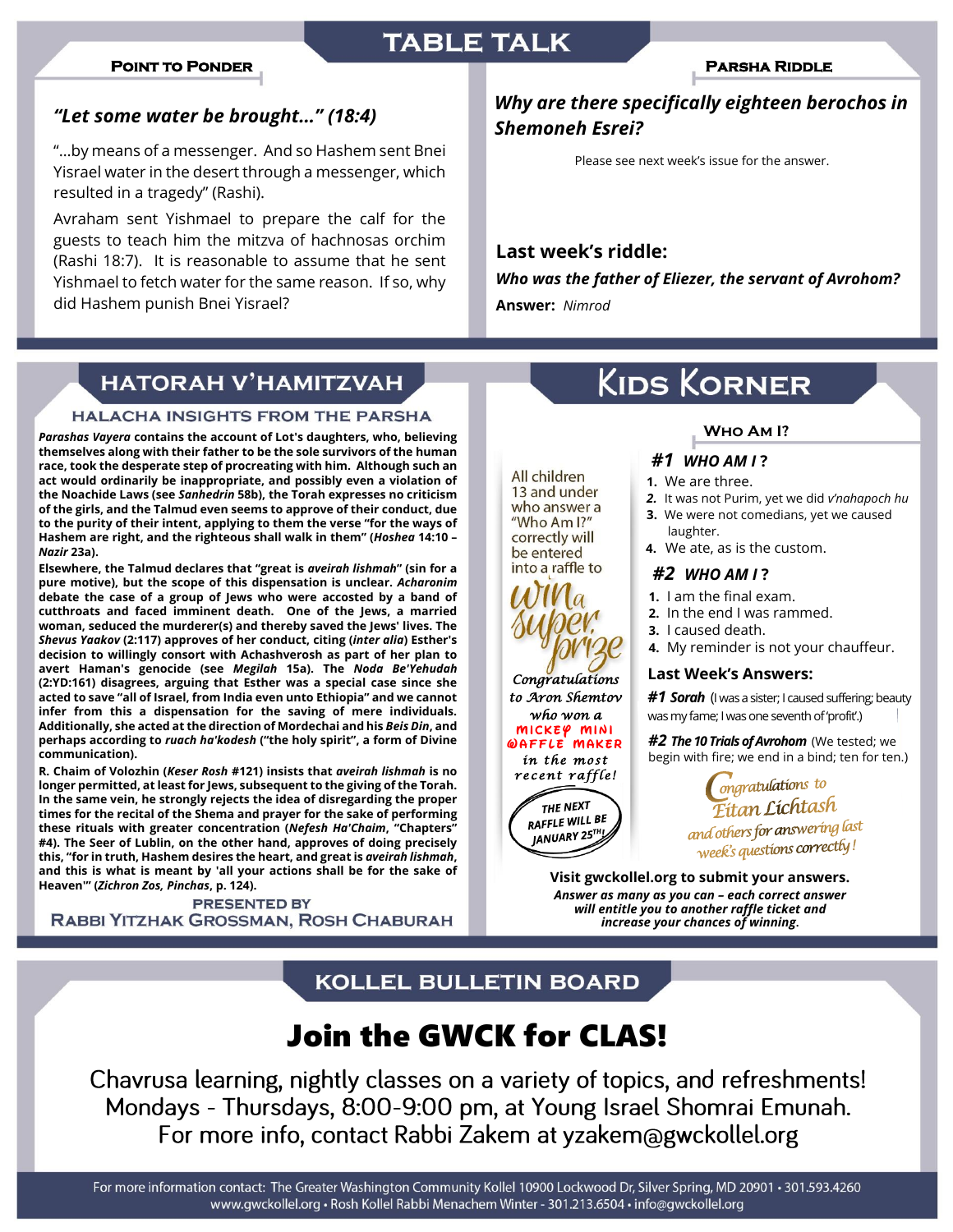# TABLE TALK

## Point to Ponder

### *"Let some water be brought..." (18:4)*

"...by means of a messenger. And so Hashem sent Bnei Yisrael water in the desert through a messenger, which resulted in a tragedy" (Rashi).

Avraham sent Yishmael to prepare the calf for the guests to teach him the mitzva of hachnosas orchim (Rashi 18:7). It is reasonable to assume that he sent Yishmael to fetch water for the same reason. If so, why did Hashem punish Bnei Yisrael?

## Parsha Riddle

***Why are there specifically eighteen berochos in Shemoneh Esrei?***

Please see next week's issue for the answer.

### Last week's riddle:

***Who was the father of Eliezer, the servant of Avrohom?***

**Answer:** *Nimrod*

# HATORAH V'HAMITZVAH

## HALACHA INSIGHTS FROM THE PARSHA

***Parashas Vayera*** **contains the account of Lot's daughters, who, believing themselves along with their father to be the sole survivors of the human race, took the desperate step of procreating with him. Although such an act would ordinarily be inappropriate, and possibly even a violation of the Noachide Laws (see *Sanhedrin* 58b), the Torah expresses no criticism of the girls, and the Talmud even seems to approve of their conduct, due to the purity of their intent, applying to them the verse "for the ways of Hashem are right, and the righteous shall walk in them" (*Hoshea* 14:10 – *Nazir* 23a).**

**Elsewhere, the Talmud declares that "great is *aveirah lishmah*" (sin for a pure motive), but the scope of this dispensation is unclear. *Acharonim* debate the case of a group of Jews who were accosted by a band of cutthroats and faced imminent death. One of the Jews, a married woman, seduced the murderer(s) and thereby saved the Jews' lives. The *Shevus Yaakov* (2:117) approves of her conduct, citing (*inter alia*) Esther's decision to willingly consort with Achashverosh as part of her plan to avert Haman's genocide (see *Megilah* 15a). The *Noda Be'Yehudah* (2:YD:161) disagrees, arguing that Esther was a special case since she acted to save "all of Israel, from India even unto Ethiopia" and we cannot infer from this a dispensation for the saving of mere individuals. Additionally, she acted at the direction of Mordechai and his *Beis Din*, and perhaps according to *ruach ha'kodesh* ("the holy spirit", a form of Divine communication).**

**R. Chaim of Volozhin (*Keser Rosh* #121) insists that *aveirah lishmah* is no longer permitted, at least for Jews, subsequent to the giving of the Torah. In the same vein, he strongly rejects the idea of disregarding the proper times for the recital of the Shema and prayer for the sake of performing these rituals with greater concentration (*Nefesh Ha'Chaim*, "Chapters" #4). The Seer of Lublin, on the other hand, approves of doing precisely this, "for in truth, Hashem desires the heart, and great is *aveirah lishmah*, and this is what is meant by 'all your actions shall be for the sake of Heaven'" (*Zichron Zos, Pinchas*, p. 124).**

PRESENTED BY
RABBI YITZHAK GROSSMAN, ROSH CHABURAH

# KIDS KORNER

All children 13 and under who answer a "Who Am I?" correctly will be entered into a raffle to win a super prize

*Congratulations to Aron Shemtov who won a* **MICKEY MINI WAFFLE MAKER** *in the most recent raffle!*

THE NEXT RAFFLE WILL BE JANUARY 25TH!

## Who Am I?

### *#1 WHO AM I ?*

1. We are three.
2. It was not Purim, yet we did *v'nahapoch hu*
3. We were not comedians, yet we caused laughter.
4. We ate, as is the custom.

### *#2 WHO AM I ?*

1. I am the final exam.
2. In the end I was rammed.
3. I caused death.
4. My reminder is not your chauffeur.

### Last Week's Answers:

***#1 Sorah*** (I was a sister; I caused suffering; beauty was my fame; I was one seventh of 'profit'.)

***#2 The 10 Trials of Avrohom*** (We tested; we begin with fire; we end in a bind; ten for ten.)

*Congratulations to Eitan Lichtash and others for answering last week's questions correctly!*

**Visit gwckollel.org to submit your answers.**

***Answer as many as you can – each correct answer will entitle you to another raffle ticket and increase your chances of winning.***

# KOLLEL BULLETIN BOARD

## Join the GWCK for CLAS!

Chavrusa learning, nightly classes on a variety of topics, and refreshments!
Mondays - Thursdays, 8:00-9:00 pm, at Young Israel Shomrai Emunah.
For more info, contact Rabbi Zakem at yzakem@gwckollel.org

For more information contact: The Greater Washington Community Kollel 10900 Lockwood Dr, Silver Spring, MD 20901 • 301.593.4260
www.gwckollel.org • Rosh Kollel Rabbi Menachem Winter - 301.213.6504 • info@gwckollel.org